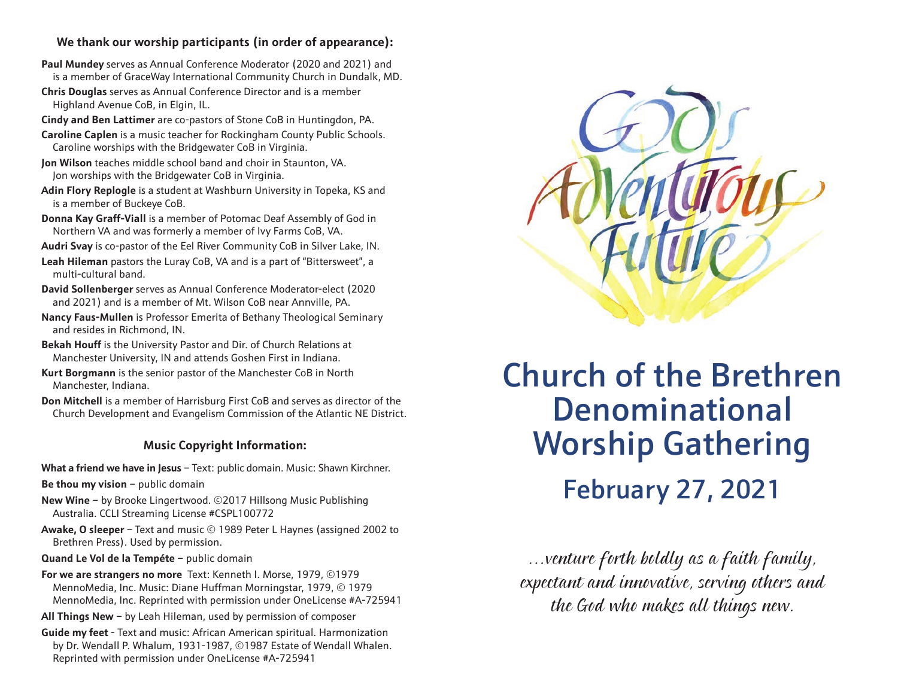**We thank our worship participants (in order of appearance):**

**Paul Mundey** serves as Annual Conference Moderator (2020 and 2021) and is a member of GraceWay International Community Church in Dundalk, MD.

**Chris Douglas** serves as Annual Conference Director and is a member Highland Avenue CoB, in Elgin, IL.

**Cindy and Ben Lattimer** are co-pastors of Stone CoB in Huntingdon, PA.

**Caroline Caplen** is a music teacher for Rockingham County Public Schools. Caroline worships with the Bridgewater CoB in Virginia.

**Jon Wilson** teaches middle school band and choir in Staunton, VA. Jon worships with the Bridgewater CoB in Virginia.

**Adin Flory Replogle** is a student at Washburn University in Topeka, KS and is a member of Buckeye CoB.

**Donna Kay Graff-Viall** is a member of Potomac Deaf Assembly of God in Northern VA and was formerly a member of Ivy Farms CoB, VA.

**Audri Svay** is co-pastor of the Eel River Community CoB in Silver Lake, IN.

**Leah Hileman** pastors the Luray CoB, VA and is a part of "Bittersweet", a multi-cultural band.

**David Sollenberger** serves as Annual Conference Moderator-elect (2020 and 2021) and is a member of Mt. Wilson CoB near Annville, PA.

**Nancy Faus-Mullen** is Professor Emerita of Bethany Theological Seminary and resides in Richmond, IN.

**Bekah Houff** is the University Pastor and Dir. of Church Relations at Manchester University, IN and attends Goshen First in Indiana.

**Kurt Borgmann** is the senior pastor of the Manchester CoB in North Manchester, Indiana.

**Don Mitchell** is a member of Harrisburg First CoB and serves as director of the Church Development and Evangelism Commission of the Atlantic NE District.

**Music Copyright Information:**

**What a friend we have in Jesus** – Text: public domain. Music: Shawn Kirchner.

**Be thou my vision** – public domain

**New Wine** – by Brooke Lingertwood. ©2017 Hillsong Music Publishing Australia. CCLI Streaming License #CSPL100772

**Awake, O sleeper** – Text and music © 1989 Peter L Haynes (assigned 2002 to Brethren Press). Used by permission.

**Quand Le Vol de la Tempéte** – public domain

**For we are strangers no more** Text: Kenneth I. Morse, 1979, ©1979 MennoMedia, Inc. Music: Diane Huffman Morningstar, 1979, © 1979 MennoMedia, Inc. Reprinted with permission under OneLicense #A-725941

**All Things New** – by Leah Hileman, used by permission of composer

**Guide my feet** - Text and music: African American spiritual. Harmonization by Dr. Wendall P. Whalum, 1931-1987, ©1987 Estate of Wendall Whalen. Reprinted with permission under OneLicense #A-725941

God's Adventurous Future

# Church of the Brethren Denominational Worship Gathering

## February 27, 2021

*...venture forth boldly as a faith family, expectant and innovative, serving others and the God who makes all things new.*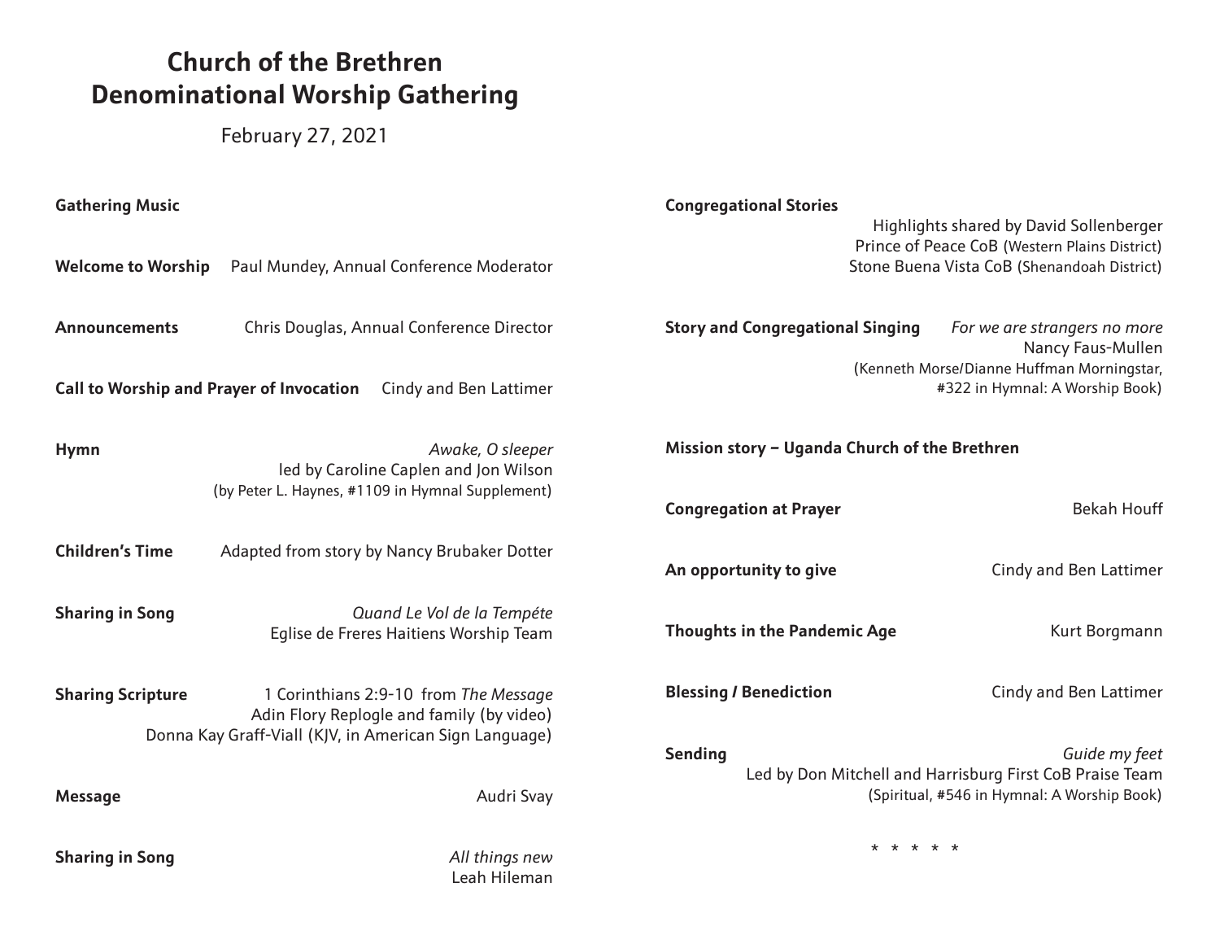# Church of the Brethren
# Denominational Worship Gathering

February 27, 2021

**Gathering Music**

**Welcome to Worship** Paul Mundey, Annual Conference Moderator

**Announcements** Chris Douglas, Annual Conference Director

**Call to Worship and Prayer of Invocation** Cindy and Ben Lattimer

**Hymn** *Awake, O sleeper*
led by Caroline Caplen and Jon Wilson
(by Peter L. Haynes, #1109 in Hymnal Supplement)

**Children's Time** Adapted from story by Nancy Brubaker Dotter

**Sharing in Song** *Quand Le Vol de la Tempéte*
Eglise de Freres Haitiens Worship Team

**Sharing Scripture** 1 Corinthians 2:9-10 from *The Message*
Adin Flory Replogle and family (by video)
Donna Kay Graff-Viall (KJV, in American Sign Language)

**Message** Audri Svay

**Sharing in Song** *All things new*
Leah Hileman

**Congregational Stories**
Highlights shared by David Sollenberger
Prince of Peace CoB (Western Plains District)
Stone Buena Vista CoB (Shenandoah District)

**Story and Congregational Singing** *For we are strangers no more*
Nancy Faus-Mullen
(Kenneth Morse/Dianne Huffman Morningstar, #322 in Hymnal: A Worship Book)

**Mission story – Uganda Church of the Brethren**

**Congregation at Prayer** Bekah Houff

**An opportunity to give** Cindy and Ben Lattimer

**Thoughts in the Pandemic Age** Kurt Borgmann

**Blessing / Benediction** Cindy and Ben Lattimer

**Sending** *Guide my feet*
Led by Don Mitchell and Harrisburg First CoB Praise Team
(Spiritual, #546 in Hymnal: A Worship Book)

\* \* \* \* \*